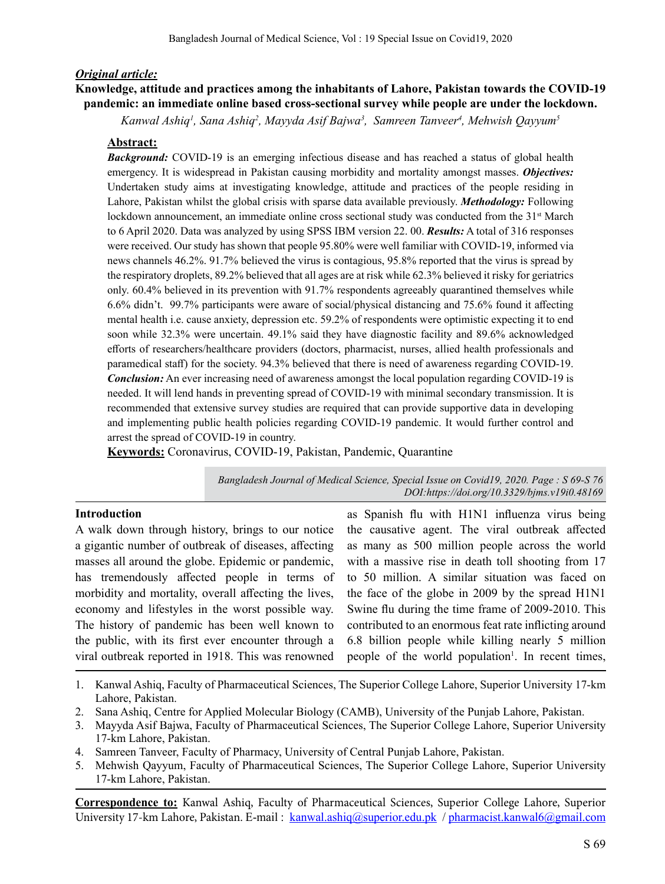***Original article:***

# Knowledge, attitude and practices among the inhabitants of Lahore, Pakistan towards the COVID-19 pandemic: an immediate online based cross-sectional survey while people are under the lockdown.

*Kanwal Ashiq[1], Sana Ashiq[2], Mayyda Asif Bajwa[3], Samreen Tanveer[4], Mehwish Qayyum[5]*

## Abstract:

***Background:*** COVID-19 is an emerging infectious disease and has reached a status of global health emergency. It is widespread in Pakistan causing morbidity and mortality amongst masses. ***Objectives:*** Undertaken study aims at investigating knowledge, attitude and practices of the people residing in Lahore, Pakistan whilst the global crisis with sparse data available previously. ***Methodology:*** Following lockdown announcement, an immediate online cross sectional study was conducted from the 31st March to 6 April 2020. Data was analyzed by using SPSS IBM version 22. 00. ***Results:*** A total of 316 responses were received. Our study has shown that people 95.80% were well familiar with COVID-19, informed via news channels 46.2%. 91.7% believed the virus is contagious, 95.8% reported that the virus is spread by the respiratory droplets, 89.2% believed that all ages are at risk while 62.3% believed it risky for geriatrics only. 60.4% believed in its prevention with 91.7% respondents agreeably quarantined themselves while 6.6% didn't. 99.7% participants were aware of social/physical distancing and 75.6% found it affecting mental health i.e. cause anxiety, depression etc. 59.2% of respondents were optimistic expecting it to end soon while 32.3% were uncertain. 49.1% said they have diagnostic facility and 89.6% acknowledged efforts of researchers/healthcare providers (doctors, pharmacist, nurses, allied health professionals and paramedical staff) for the society. 94.3% believed that there is need of awareness regarding COVID-19. ***Conclusion:*** An ever increasing need of awareness amongst the local population regarding COVID-19 is needed. It will lend hands in preventing spread of COVID-19 with minimal secondary transmission. It is recommended that extensive survey studies are required that can provide supportive data in developing and implementing public health policies regarding COVID-19 pandemic. It would further control and arrest the spread of COVID-19 in country.

**Keywords:** Coronavirus, COVID-19, Pakistan, Pandemic, Quarantine

*Bangladesh Journal of Medical Science, Special Issue on Covid19, 2020. Page : S 69-S 76*
*DOI:https://doi.org/10.3329/bjms.v19i0.48169*

## Introduction

A walk down through history, brings to our notice a gigantic number of outbreak of diseases, affecting masses all around the globe. Epidemic or pandemic, has tremendously affected people in terms of morbidity and mortality, overall affecting the lives, economy and lifestyles in the worst possible way. The history of pandemic has been well known to the public, with its first ever encounter through a viral outbreak reported in 1918. This was renowned as Spanish flu with H1N1 influenza virus being the causative agent. The viral outbreak affected as many as 500 million people across the world with a massive rise in death toll shooting from 17 to 50 million. A similar situation was faced on the face of the globe in 2009 by the spread H1N1 Swine flu during the time frame of 2009-2010. This contributed to an enormous feat rate inflicting around 6.8 billion people while killing nearly 5 million people of the world population[1]. In recent times,

1. Kanwal Ashiq, Faculty of Pharmaceutical Sciences, The Superior College Lahore, Superior University 17-km Lahore, Pakistan.
2. Sana Ashiq, Centre for Applied Molecular Biology (CAMB), University of the Punjab Lahore, Pakistan.
3. Mayyda Asif Bajwa, Faculty of Pharmaceutical Sciences, The Superior College Lahore, Superior University 17-km Lahore, Pakistan.
4. Samreen Tanveer, Faculty of Pharmacy, University of Central Punjab Lahore, Pakistan.
5. Mehwish Qayyum, Faculty of Pharmaceutical Sciences, The Superior College Lahore, Superior University 17-km Lahore, Pakistan.

**Correspondence to:** Kanwal Ashiq, Faculty of Pharmaceutical Sciences, Superior College Lahore, Superior University 17-km Lahore, Pakistan. E-mail : kanwal.ashiq@superior.edu.pk / pharmacist.kanwal6@gmail.com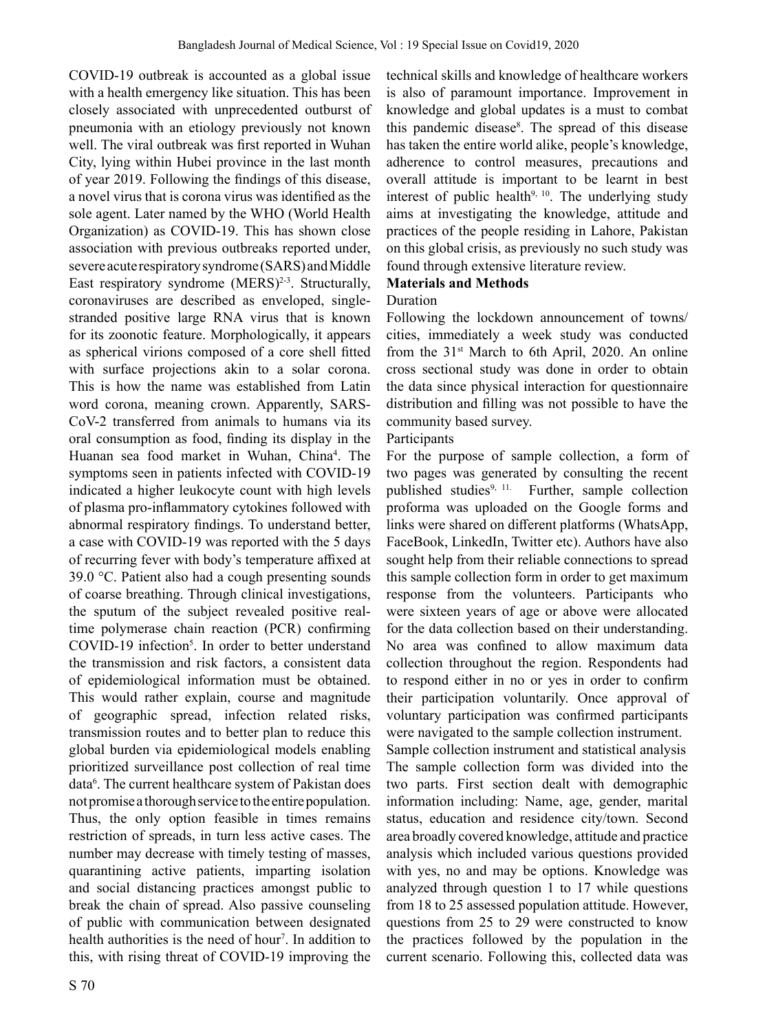COVID-19 outbreak is accounted as a global issue with a health emergency like situation. This has been closely associated with unprecedented outburst of pneumonia with an etiology previously not known well. The viral outbreak was first reported in Wuhan City, lying within Hubei province in the last month of year 2019. Following the findings of this disease, a novel virus that is corona virus was identified as the sole agent. Later named by the WHO (World Health Organization) as COVID-19. This has shown close association with previous outbreaks reported under, severe acute respiratory syndrome (SARS) and Middle East respiratory syndrome (MERS)[2-3]. Structurally, coronaviruses are described as enveloped, single-stranded positive large RNA virus that is known for its zoonotic feature. Morphologically, it appears as spherical virions composed of a core shell fitted with surface projections akin to a solar corona. This is how the name was established from Latin word corona, meaning crown. Apparently, SARS-CoV-2 transferred from animals to humans via its oral consumption as food, finding its display in the Huanan sea food market in Wuhan, China[4]. The symptoms seen in patients infected with COVID-19 indicated a higher leukocyte count with high levels of plasma pro-inflammatory cytokines followed with abnormal respiratory findings. To understand better, a case with COVID-19 was reported with the 5 days of recurring fever with body's temperature affixed at 39.0 °C. Patient also had a cough presenting sounds of coarse breathing. Through clinical investigations, the sputum of the subject revealed positive real-time polymerase chain reaction (PCR) confirming COVID-19 infection[5]. In order to better understand the transmission and risk factors, a consistent data of epidemiological information must be obtained. This would rather explain, course and magnitude of geographic spread, infection related risks, transmission routes and to better plan to reduce this global burden via epidemiological models enabling prioritized surveillance post collection of real time data[6]. The current healthcare system of Pakistan does not promise a thorough service to the entire population. Thus, the only option feasible in times remains restriction of spreads, in turn less active cases. The number may decrease with timely testing of masses, quarantining active patients, imparting isolation and social distancing practices amongst public to break the chain of spread. Also passive counseling of public with communication between designated health authorities is the need of hour[7]. In addition to this, with rising threat of COVID-19 improving the technical skills and knowledge of healthcare workers is also of paramount importance. Improvement in knowledge and global updates is a must to combat this pandemic disease[8]. The spread of this disease has taken the entire world alike, people's knowledge, adherence to control measures, precautions and overall attitude is important to be learnt in best interest of public health[9, 10]. The underlying study aims at investigating the knowledge, attitude and practices of the people residing in Lahore, Pakistan on this global crisis, as previously no such study was found through extensive literature review.

## Materials and Methods

### Duration

Following the lockdown announcement of towns/cities, immediately a week study was conducted from the 31st March to 6th April, 2020. An online cross sectional study was done in order to obtain the data since physical interaction for questionnaire distribution and filling was not possible to have the community based survey.

### Participants

For the purpose of sample collection, a form of two pages was generated by consulting the recent published studies[9, 11]. Further, sample collection proforma was uploaded on the Google forms and links were shared on different platforms (WhatsApp, FaceBook, LinkedIn, Twitter etc). Authors have also sought help from their reliable connections to spread this sample collection form in order to get maximum response from the volunteers. Participants who were sixteen years of age or above were allocated for the data collection based on their understanding. No area was confined to allow maximum data collection throughout the region. Respondents had to respond either in no or yes in order to confirm their participation voluntarily. Once approval of voluntary participation was confirmed participants were navigated to the sample collection instrument.

### Sample collection instrument and statistical analysis

The sample collection form was divided into the two parts. First section dealt with demographic information including: Name, age, gender, marital status, education and residence city/town. Second area broadly covered knowledge, attitude and practice analysis which included various questions provided with yes, no and may be options. Knowledge was analyzed through question 1 to 17 while questions from 18 to 25 assessed population attitude. However, questions from 25 to 29 were constructed to know the practices followed by the population in the current scenario. Following this, collected data was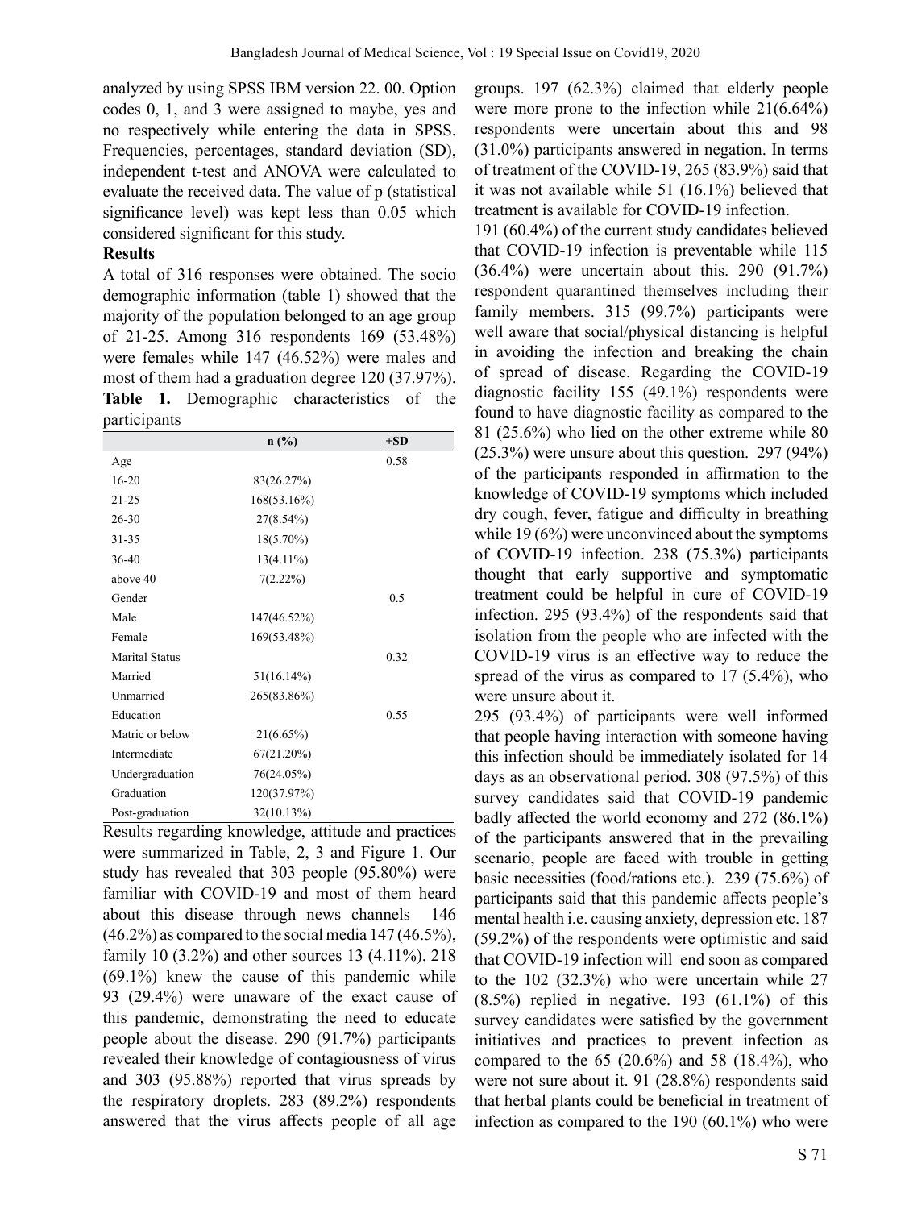analyzed by using SPSS IBM version 22. 00. Option codes 0, 1, and 3 were assigned to maybe, yes and no respectively while entering the data in SPSS. Frequencies, percentages, standard deviation (SD), independent t-test and ANOVA were calculated to evaluate the received data. The value of p (statistical significance level) was kept less than 0.05 which considered significant for this study.

**Results**

A total of 316 responses were obtained. The socio demographic information (table 1) showed that the majority of the population belonged to an age group of 21-25. Among 316 respondents 169 (53.48%) were females while 147 (46.52%) were males and most of them had a graduation degree 120 (37.97%).

**Table 1.** Demographic characteristics of the participants

| | n (%) | ±SD |
|---|---|---|
| Age | | 0.58 |
| 16-20 | 83(26.27%) | |
| 21-25 | 168(53.16%) | |
| 26-30 | 27(8.54%) | |
| 31-35 | 18(5.70%) | |
| 36-40 | 13(4.11%) | |
| above 40 | 7(2.22%) | |
| Gender | | 0.5 |
| Male | 147(46.52%) | |
| Female | 169(53.48%) | |
| Marital Status | | 0.32 |
| Married | 51(16.14%) | |
| Unmarried | 265(83.86%) | |
| Education | | 0.55 |
| Matric or below | 21(6.65%) | |
| Intermediate | 67(21.20%) | |
| Undergraduation | 76(24.05%) | |
| Graduation | 120(37.97%) | |
| Post-graduation | 32(10.13%) | |

Results regarding knowledge, attitude and practices were summarized in Table, 2, 3 and Figure 1. Our study has revealed that 303 people (95.80%) were familiar with COVID-19 and most of them heard about this disease through news channels 146 (46.2%) as compared to the social media 147 (46.5%), family 10 (3.2%) and other sources 13 (4.11%). 218 (69.1%) knew the cause of this pandemic while 93 (29.4%) were unaware of the exact cause of this pandemic, demonstrating the need to educate people about the disease. 290 (91.7%) participants revealed their knowledge of contagiousness of virus and 303 (95.88%) reported that virus spreads by the respiratory droplets. 283 (89.2%) respondents answered that the virus affects people of all age groups. 197 (62.3%) claimed that elderly people were more prone to the infection while 21(6.64%) respondents were uncertain about this and 98 (31.0%) participants answered in negation. In terms of treatment of the COVID-19, 265 (83.9%) said that it was not available while 51 (16.1%) believed that treatment is available for COVID-19 infection.

191 (60.4%) of the current study candidates believed that COVID-19 infection is preventable while 115 (36.4%) were uncertain about this. 290 (91.7%) respondent quarantined themselves including their family members. 315 (99.7%) participants were well aware that social/physical distancing is helpful in avoiding the infection and breaking the chain of spread of disease. Regarding the COVID-19 diagnostic facility 155 (49.1%) respondents were found to have diagnostic facility as compared to the 81 (25.6%) who lied on the other extreme while 80 (25.3%) were unsure about this question. 297 (94%) of the participants responded in affirmation to the knowledge of COVID-19 symptoms which included dry cough, fever, fatigue and difficulty in breathing while 19 (6%) were unconvinced about the symptoms of COVID-19 infection. 238 (75.3%) participants thought that early supportive and symptomatic treatment could be helpful in cure of COVID-19 infection. 295 (93.4%) of the respondents said that isolation from the people who are infected with the COVID-19 virus is an effective way to reduce the spread of the virus as compared to 17 (5.4%), who were unsure about it.

295 (93.4%) of participants were well informed that people having interaction with someone having this infection should be immediately isolated for 14 days as an observational period. 308 (97.5%) of this survey candidates said that COVID-19 pandemic badly affected the world economy and 272 (86.1%) of the participants answered that in the prevailing scenario, people are faced with trouble in getting basic necessities (food/rations etc.). 239 (75.6%) of participants said that this pandemic affects people's mental health i.e. causing anxiety, depression etc. 187 (59.2%) of the respondents were optimistic and said that COVID-19 infection will end soon as compared to the 102 (32.3%) who were uncertain while 27 (8.5%) replied in negative. 193 (61.1%) of this survey candidates were satisfied by the government initiatives and practices to prevent infection as compared to the 65 (20.6%) and 58 (18.4%), who were not sure about it. 91 (28.8%) respondents said that herbal plants could be beneficial in treatment of infection as compared to the 190 (60.1%) who were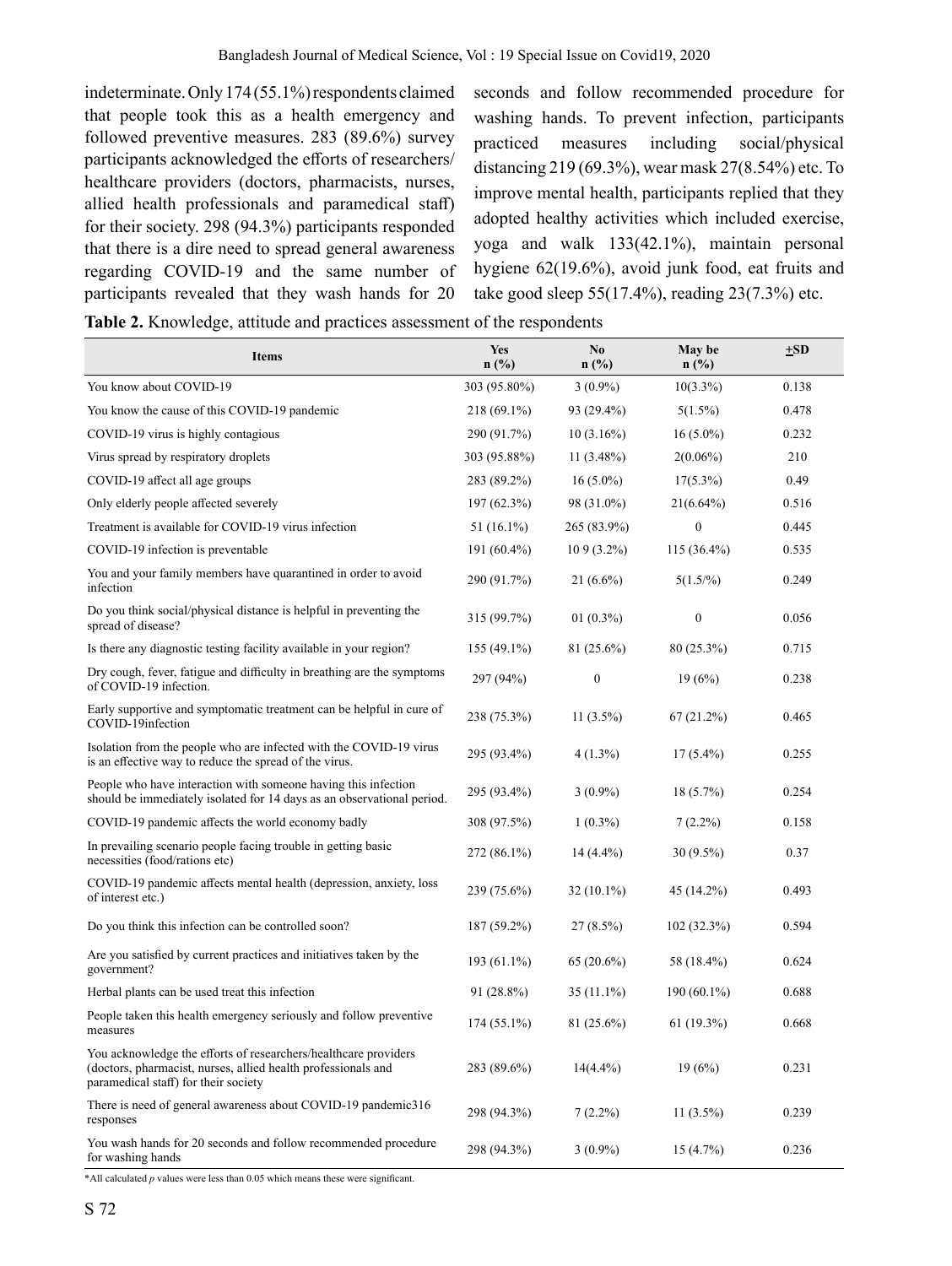indeterminate. Only 174 (55.1%) respondents claimed that people took this as a health emergency and followed preventive measures. 283 (89.6%) survey participants acknowledged the efforts of researchers/healthcare providers (doctors, pharmacists, nurses, allied health professionals and paramedical staff) for their society. 298 (94.3%) participants responded that there is a dire need to spread general awareness regarding COVID-19 and the same number of participants revealed that they wash hands for 20 seconds and follow recommended procedure for washing hands. To prevent infection, participants practiced measures including social/physical distancing 219 (69.3%), wear mask 27(8.54%) etc. To improve mental health, participants replied that they adopted healthy activities which included exercise, yoga and walk 133(42.1%), maintain personal hygiene 62(19.6%), avoid junk food, eat fruits and take good sleep 55(17.4%), reading 23(7.3%) etc.

**Table 2.** Knowledge, attitude and practices assessment of the respondents

| Items | Yes n (%) | No n (%) | May be n (%) | ±SD |
|---|---|---|---|---|
| You know about COVID-19 | 303 (95.80%) | 3 (0.9%) | 10(3.3%) | 0.138 |
| You know the cause of this COVID-19 pandemic | 218 (69.1%) | 93 (29.4%) | 5(1.5%) | 0.478 |
| COVID-19 virus is highly contagious | 290 (91.7%) | 10 (3.16%) | 16 (5.0%) | 0.232 |
| Virus spread by respiratory droplets | 303 (95.88%) | 11 (3.48%) | 2(0.06%) | 210 |
| COVID-19 affect all age groups | 283 (89.2%) | 16 (5.0%) | 17(5.3%) | 0.49 |
| Only elderly people affected severely | 197 (62.3%) | 98 (31.0%) | 21(6.64%) | 0.516 |
| Treatment is available for COVID-19 virus infection | 51 (16.1%) | 265 (83.9%) | 0 | 0.445 |
| COVID-19 infection is preventable | 191 (60.4%) | 10 9 (3.2%) | 115 (36.4%) | 0.535 |
| You and your family members have quarantined in order to avoid infection | 290 (91.7%) | 21 (6.6%) | 5(1.5/%) | 0.249 |
| Do you think social/physical distance is helpful in preventing the spread of disease? | 315 (99.7%) | 01 (0.3%) | 0 | 0.056 |
| Is there any diagnostic testing facility available in your region? | 155 (49.1%) | 81 (25.6%) | 80 (25.3%) | 0.715 |
| Dry cough, fever, fatigue and difficulty in breathing are the symptoms of COVID-19 infection. | 297 (94%) | 0 | 19 (6%) | 0.238 |
| Early supportive and symptomatic treatment can be helpful in cure of COVID-19infection | 238 (75.3%) | 11 (3.5%) | 67 (21.2%) | 0.465 |
| Isolation from the people who are infected with the COVID-19 virus is an effective way to reduce the spread of the virus. | 295 (93.4%) | 4 (1.3%) | 17 (5.4%) | 0.255 |
| People who have interaction with someone having this infection should be immediately isolated for 14 days as an observational period. | 295 (93.4%) | 3 (0.9%) | 18 (5.7%) | 0.254 |
| COVID-19 pandemic affects the world economy badly | 308 (97.5%) | 1 (0.3%) | 7 (2.2%) | 0.158 |
| In prevailing scenario people facing trouble in getting basic necessities (food/rations etc) | 272 (86.1%) | 14 (4.4%) | 30 (9.5%) | 0.37 |
| COVID-19 pandemic affects mental health (depression, anxiety, loss of interest etc.) | 239 (75.6%) | 32 (10.1%) | 45 (14.2%) | 0.493 |
| Do you think this infection can be controlled soon? | 187 (59.2%) | 27 (8.5%) | 102 (32.3%) | 0.594 |
| Are you satisfied by current practices and initiatives taken by the government? | 193 (61.1%) | 65 (20.6%) | 58 (18.4%) | 0.624 |
| Herbal plants can be used treat this infection | 91 (28.8%) | 35 (11.1%) | 190 (60.1%) | 0.688 |
| People taken this health emergency seriously and follow preventive measures | 174 (55.1%) | 81 (25.6%) | 61 (19.3%) | 0.668 |
| You acknowledge the efforts of researchers/healthcare providers (doctors, pharmacist, nurses, allied health professionals and paramedical staff) for their society | 283 (89.6%) | 14(4.4%) | 19 (6%) | 0.231 |
| There is need of general awareness about COVID-19 pandemic316 responses | 298 (94.3%) | 7 (2.2%) | 11 (3.5%) | 0.239 |
| You wash hands for 20 seconds and follow recommended procedure for washing hands | 298 (94.3%) | 3 (0.9%) | 15 (4.7%) | 0.236 |

*All calculated *p* values were less than 0.05 which means these were significant.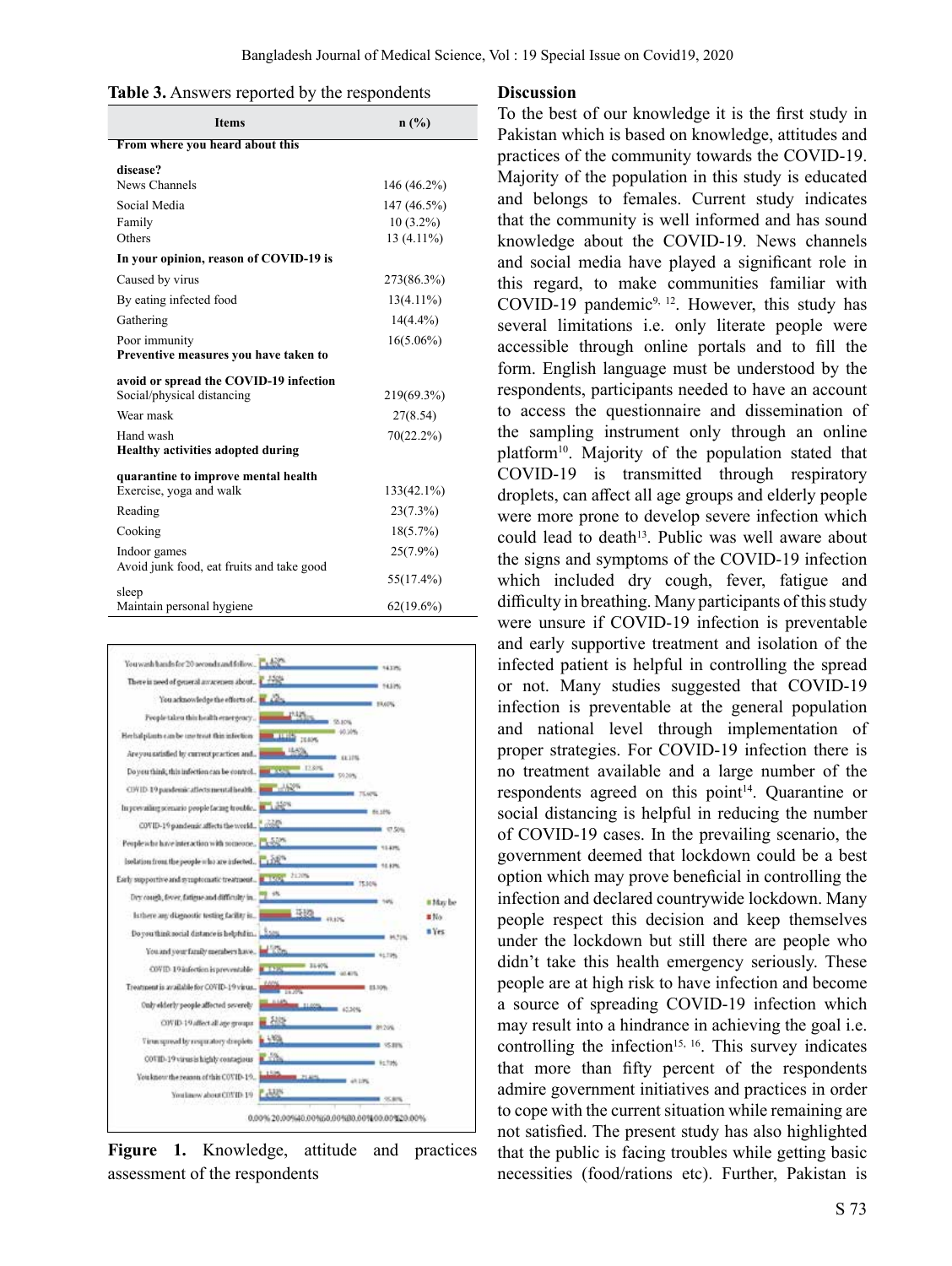**Table 3.** Answers reported by the respondents

| Items | n (%) |
|---|---|
| **From where you heard about this disease?** | |
| News Channels | 146 (46.2%) |
| Social Media | 147 (46.5%) |
| Family | 10 (3.2%) |
| Others | 13 (4.11%) |
| **In your opinion, reason of COVID-19 is** | |
| Caused by virus | 273(86.3%) |
| By eating infected food | 13(4.11%) |
| Gathering | 14(4.4%) |
| Poor immunity | 16(5.06%) |
| **Preventive measures you have taken to avoid or spread the COVID-19 infection** | |
| Social/physical distancing | 219(69.3%) |
| Wear mask | 27(8.54) |
| Hand wash | 70(22.2%) |
| **Healthy activities adopted during quarantine to improve mental health** | |
| Exercise, yoga and walk | 133(42.1%) |
| Reading | 23(7.3%) |
| Cooking | 18(5.7%) |
| Indoor games | 25(7.9%) |
| Avoid junk food, eat fruits and take good sleep | 55(17.4%) |
| Maintain personal hygiene | 62(19.6%) |

**Figure 1.** Knowledge, attitude and practices assessment of the respondents

## Discussion

To the best of our knowledge it is the first study in Pakistan which is based on knowledge, attitudes and practices of the community towards the COVID-19. Majority of the population in this study is educated and belongs to females. Current study indicates that the community is well informed and has sound knowledge about the COVID-19. News channels and social media have played a significant role in this regard, to make communities familiar with COVID-19 pandemic[9, 12]. However, this study has several limitations i.e. only literate people were accessible through online portals and to fill the form. English language must be understood by the respondents, participants needed to have an account to access the questionnaire and dissemination of the sampling instrument only through an online platform[10]. Majority of the population stated that COVID-19 is transmitted through respiratory droplets, can affect all age groups and elderly people were more prone to develop severe infection which could lead to death[13]. Public was well aware about the signs and symptoms of the COVID-19 infection which included dry cough, fever, fatigue and difficulty in breathing. Many participants of this study were unsure if COVID-19 infection is preventable and early supportive treatment and isolation of the infected patient is helpful in controlling the spread or not. Many studies suggested that COVID-19 infection is preventable at the general population and national level through implementation of proper strategies. For COVID-19 infection there is no treatment available and a large number of the respondents agreed on this point[14]. Quarantine or social distancing is helpful in reducing the number of COVID-19 cases. In the prevailing scenario, the government deemed that lockdown could be a best option which may prove beneficial in controlling the infection and declared countrywide lockdown. Many people respect this decision and keep themselves under the lockdown but still there are people who didn't take this health emergency seriously. These people are at high risk to have infection and become a source of spreading COVID-19 infection which may result into a hindrance in achieving the goal i.e. controlling the infection[15, 16]. This survey indicates that more than fifty percent of the respondents admire government initiatives and practices in order to cope with the current situation while remaining are not satisfied. The present study has also highlighted that the public is facing troubles while getting basic necessities (food/rations etc). Further, Pakistan is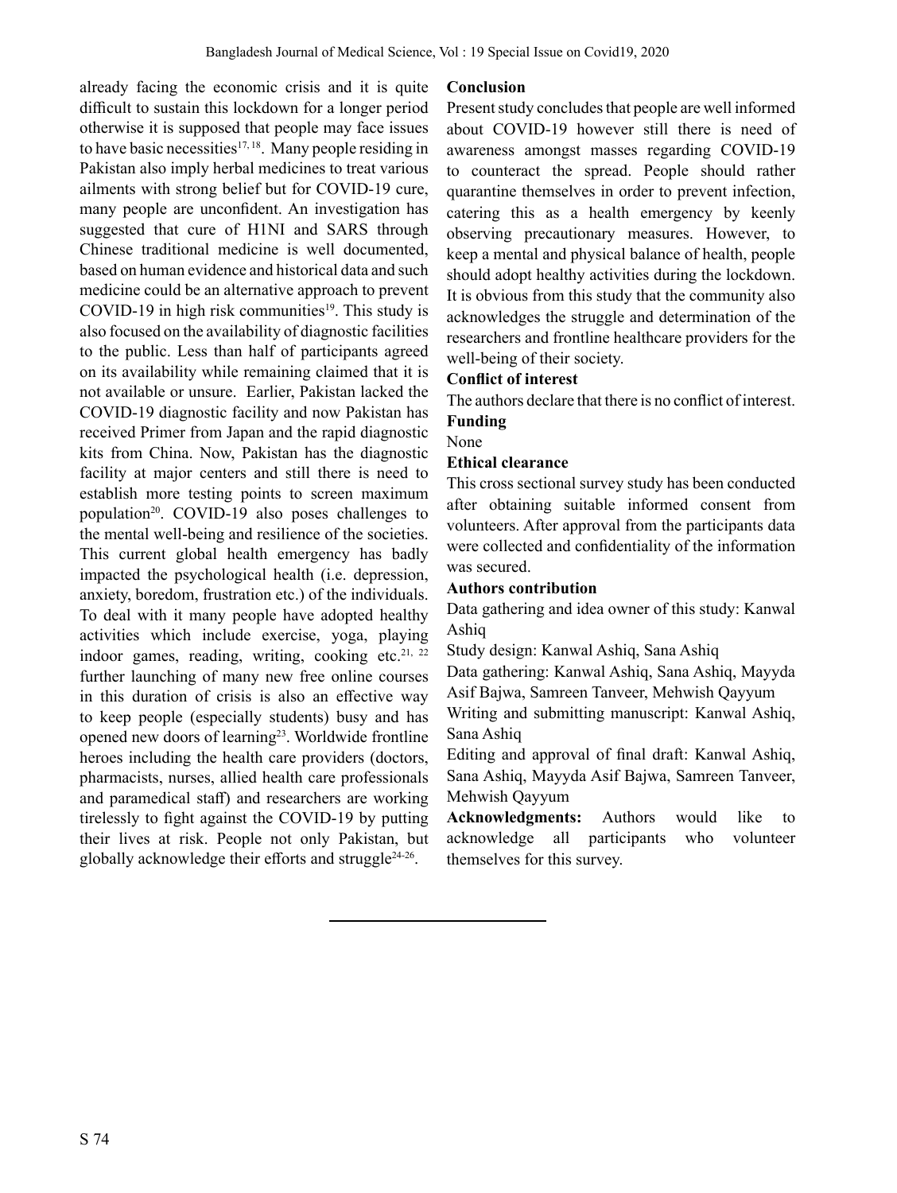already facing the economic crisis and it is quite difficult to sustain this lockdown for a longer period otherwise it is supposed that people may face issues to have basic necessities[17, 18]. Many people residing in Pakistan also imply herbal medicines to treat various ailments with strong belief but for COVID-19 cure, many people are unconfident. An investigation has suggested that cure of H1NI and SARS through Chinese traditional medicine is well documented, based on human evidence and historical data and such medicine could be an alternative approach to prevent COVID-19 in high risk communities[19]. This study is also focused on the availability of diagnostic facilities to the public. Less than half of participants agreed on its availability while remaining claimed that it is not available or unsure. Earlier, Pakistan lacked the COVID-19 diagnostic facility and now Pakistan has received Primer from Japan and the rapid diagnostic kits from China. Now, Pakistan has the diagnostic facility at major centers and still there is need to establish more testing points to screen maximum population[20]. COVID-19 also poses challenges to the mental well-being and resilience of the societies. This current global health emergency has badly impacted the psychological health (i.e. depression, anxiety, boredom, frustration etc.) of the individuals. To deal with it many people have adopted healthy activities which include exercise, yoga, playing indoor games, reading, writing, cooking etc.[21, 22] further launching of many new free online courses in this duration of crisis is also an effective way to keep people (especially students) busy and has opened new doors of learning[23]. Worldwide frontline heroes including the health care providers (doctors, pharmacists, nurses, allied health care professionals and paramedical staff) and researchers are working tirelessly to fight against the COVID-19 by putting their lives at risk. People not only Pakistan, but globally acknowledge their efforts and struggle[24-26].

**Conclusion**

Present study concludes that people are well informed about COVID-19 however still there is need of awareness amongst masses regarding COVID-19 to counteract the spread. People should rather quarantine themselves in order to prevent infection, catering this as a health emergency by keenly observing precautionary measures. However, to keep a mental and physical balance of health, people should adopt healthy activities during the lockdown. It is obvious from this study that the community also acknowledges the struggle and determination of the researchers and frontline healthcare providers for the well-being of their society.

**Conflict of interest**

The authors declare that there is no conflict of interest.

**Funding**

None

**Ethical clearance**

This cross sectional survey study has been conducted after obtaining suitable informed consent from volunteers. After approval from the participants data were collected and confidentiality of the information was secured.

**Authors contribution**

Data gathering and idea owner of this study: Kanwal Ashiq

Study design: Kanwal Ashiq, Sana Ashiq

Data gathering: Kanwal Ashiq, Sana Ashiq, Mayyda Asif Bajwa, Samreen Tanveer, Mehwish Qayyum

Writing and submitting manuscript: Kanwal Ashiq, Sana Ashiq

Editing and approval of final draft: Kanwal Ashiq, Sana Ashiq, Mayyda Asif Bajwa, Samreen Tanveer, Mehwish Qayyum

**Acknowledgments:** Authors would like to acknowledge all participants who volunteer themselves for this survey.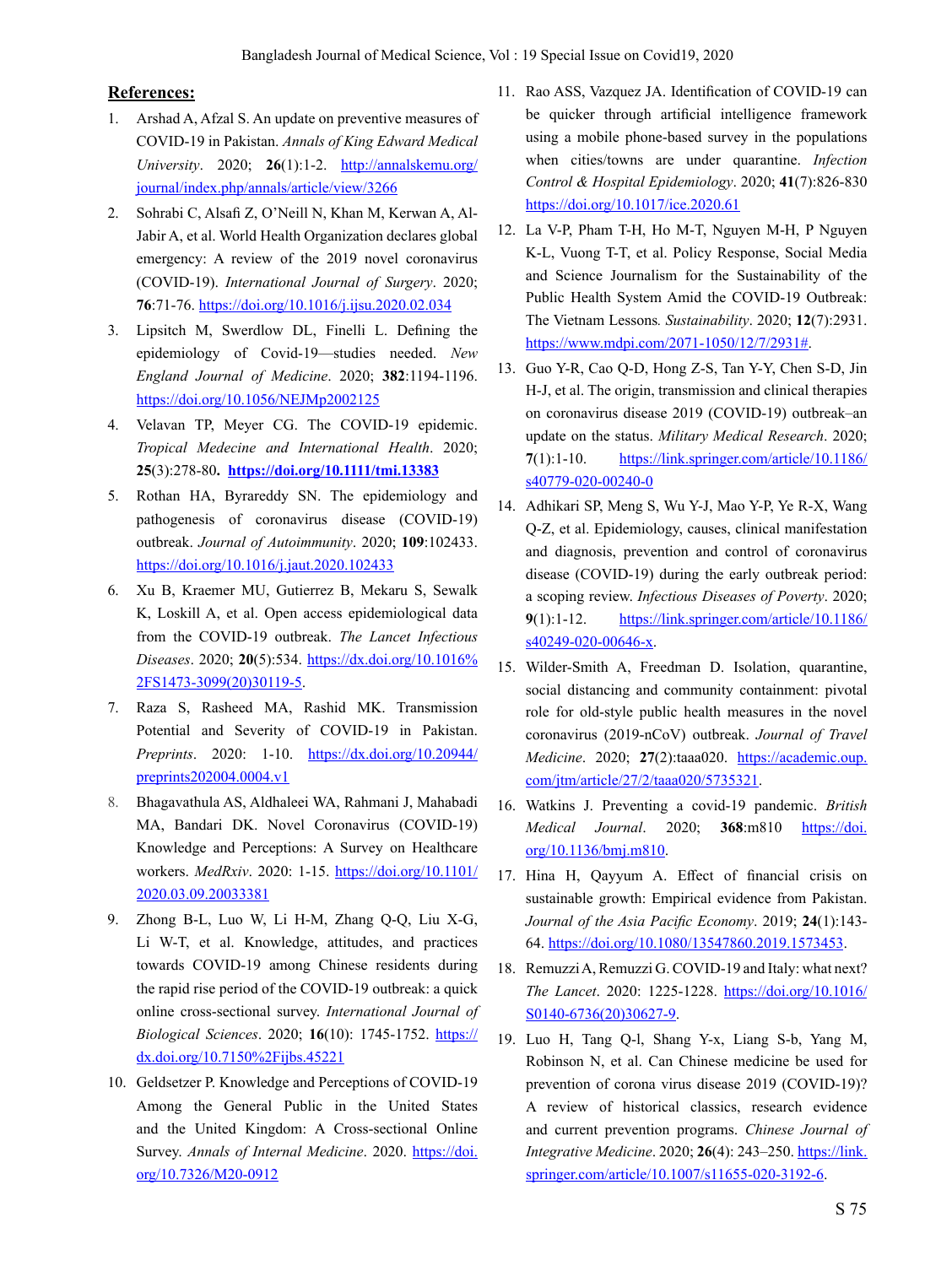## References:

1. Arshad A, Afzal S. An update on preventive measures of COVID-19 in Pakistan. *Annals of King Edward Medical University*. 2020; **26**(1):1-2. http://annalskemu.org/journal/index.php/annals/article/view/3266
2. Sohrabi C, Alsafi Z, O'Neill N, Khan M, Kerwan A, Al-Jabir A, et al. World Health Organization declares global emergency: A review of the 2019 novel coronavirus (COVID-19). *International Journal of Surgery*. 2020; **76**:71-76. https://doi.org/10.1016/j.ijsu.2020.02.034
3. Lipsitch M, Swerdlow DL, Finelli L. Defining the epidemiology of Covid-19—studies needed. *New England Journal of Medicine*. 2020; **382**:1194-1196. https://doi.org/10.1056/NEJMp2002125
4. Velavan TP, Meyer CG. The COVID-19 epidemic. *Tropical Medecine and International Health*. 2020; **25**(3):278-80**. https://doi.org/10.1111/tmi.13383**
5. Rothan HA, Byrareddy SN. The epidemiology and pathogenesis of coronavirus disease (COVID-19) outbreak. *Journal of Autoimmunity*. 2020; **109**:102433. https://doi.org/10.1016/j.jaut.2020.102433
6. Xu B, Kraemer MU, Gutierrez B, Mekaru S, Sewalk K, Loskill A, et al. Open access epidemiological data from the COVID-19 outbreak. *The Lancet Infectious Diseases*. 2020; **20**(5):534. https://dx.doi.org/10.1016%2FS1473-3099(20)30119-5.
7. Raza S, Rasheed MA, Rashid MK. Transmission Potential and Severity of COVID-19 in Pakistan. *Preprints*. 2020: 1-10. https://dx.doi.org/10.20944/preprints202004.0004.v1
8. Bhagavathula AS, Aldhaleei WA, Rahmani J, Mahabadi MA, Bandari DK. Novel Coronavirus (COVID-19) Knowledge and Perceptions: A Survey on Healthcare workers. *MedRxiv*. 2020: 1-15. https://doi.org/10.1101/2020.03.09.20033381
9. Zhong B-L, Luo W, Li H-M, Zhang Q-Q, Liu X-G, Li W-T, et al. Knowledge, attitudes, and practices towards COVID-19 among Chinese residents during the rapid rise period of the COVID-19 outbreak: a quick online cross-sectional survey. *International Journal of Biological Sciences*. 2020; **16**(10): 1745-1752. https://dx.doi.org/10.7150%2Fijbs.45221
10. Geldsetzer P. Knowledge and Perceptions of COVID-19 Among the General Public in the United States and the United Kingdom: A Cross-sectional Online Survey. *Annals of Internal Medicine*. 2020. https://doi.org/10.7326/M20-0912
11. Rao ASS, Vazquez JA. Identification of COVID-19 can be quicker through artificial intelligence framework using a mobile phone-based survey in the populations when cities/towns are under quarantine. *Infection Control & Hospital Epidemiology*. 2020; **41**(7):826-830 https://doi.org/10.1017/ice.2020.61
12. La V-P, Pham T-H, Ho M-T, Nguyen M-H, P Nguyen K-L, Vuong T-T, et al. Policy Response, Social Media and Science Journalism for the Sustainability of the Public Health System Amid the COVID-19 Outbreak: The Vietnam Lessons*. Sustainability*. 2020; **12**(7):2931. https://www.mdpi.com/2071-1050/12/7/2931#.
13. Guo Y-R, Cao Q-D, Hong Z-S, Tan Y-Y, Chen S-D, Jin H-J, et al. The origin, transmission and clinical therapies on coronavirus disease 2019 (COVID-19) outbreak–an update on the status. *Military Medical Research*. 2020; **7**(1):1-10. https://link.springer.com/article/10.1186/s40779-020-00240-0
14. Adhikari SP, Meng S, Wu Y-J, Mao Y-P, Ye R-X, Wang Q-Z, et al. Epidemiology, causes, clinical manifestation and diagnosis, prevention and control of coronavirus disease (COVID-19) during the early outbreak period: a scoping review. *Infectious Diseases of Poverty*. 2020; **9**(1):1-12. https://link.springer.com/article/10.1186/s40249-020-00646-x.
15. Wilder-Smith A, Freedman D. Isolation, quarantine, social distancing and community containment: pivotal role for old-style public health measures in the novel coronavirus (2019-nCoV) outbreak. *Journal of Travel Medicine*. 2020; **27**(2):taaa020. https://academic.oup.com/jtm/article/27/2/taaa020/5735321.
16. Watkins J. Preventing a covid-19 pandemic. *British Medical Journal*. 2020; **368**:m810 https://doi.org/10.1136/bmj.m810.
17. Hina H, Qayyum A. Effect of financial crisis on sustainable growth: Empirical evidence from Pakistan. *Journal of the Asia Pacific Economy*. 2019; **24**(1):143-64. https://doi.org/10.1080/13547860.2019.1573453.
18. Remuzzi A, Remuzzi G. COVID-19 and Italy: what next? *The Lancet*. 2020: 1225-1228. https://doi.org/10.1016/S0140-6736(20)30627-9.
19. Luo H, Tang Q-l, Shang Y-x, Liang S-b, Yang M, Robinson N, et al. Can Chinese medicine be used for prevention of corona virus disease 2019 (COVID-19)? A review of historical classics, research evidence and current prevention programs. *Chinese Journal of Integrative Medicine*. 2020; **26**(4): 243–250. https://link.springer.com/article/10.1007/s11655-020-3192-6.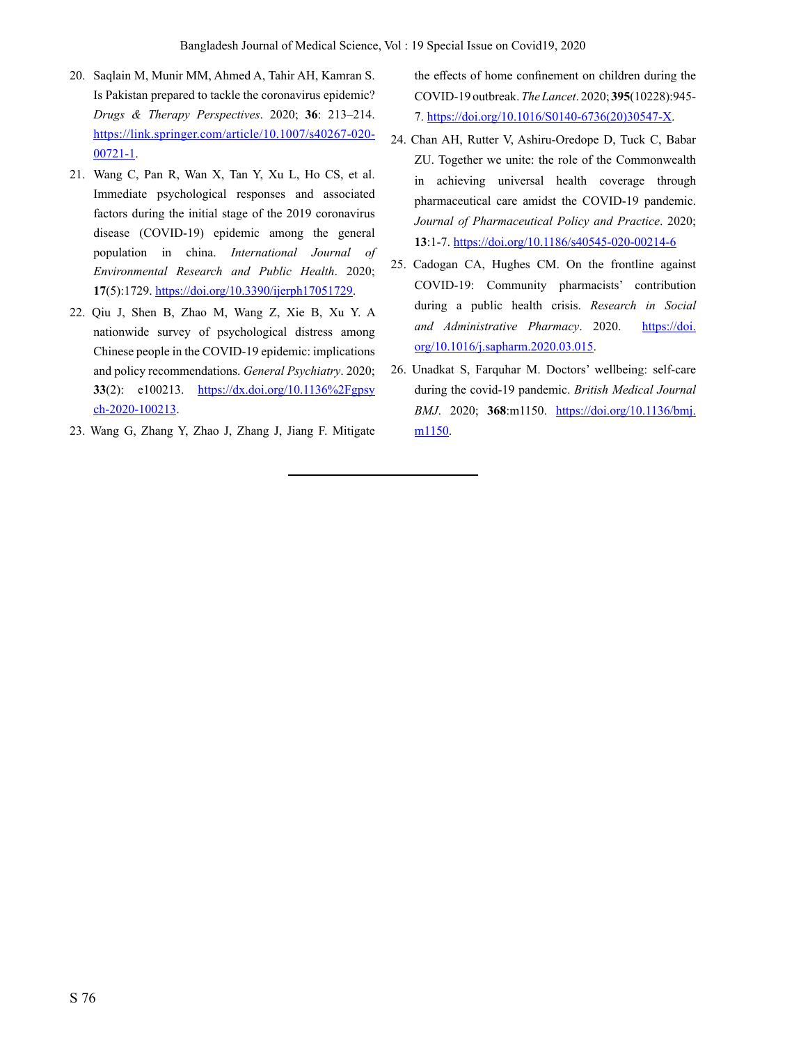20. Saqlain M, Munir MM, Ahmed A, Tahir AH, Kamran S. Is Pakistan prepared to tackle the coronavirus epidemic? *Drugs & Therapy Perspectives*. 2020; **36**: 213–214. https://link.springer.com/article/10.1007/s40267-020-00721-1.

21. Wang C, Pan R, Wan X, Tan Y, Xu L, Ho CS, et al. Immediate psychological responses and associated factors during the initial stage of the 2019 coronavirus disease (COVID-19) epidemic among the general population in china. *International Journal of Environmental Research and Public Health*. 2020; **17**(5):1729. https://doi.org/10.3390/ijerph17051729.

22. Qiu J, Shen B, Zhao M, Wang Z, Xie B, Xu Y. A nationwide survey of psychological distress among Chinese people in the COVID-19 epidemic: implications and policy recommendations. *General Psychiatry*. 2020; **33**(2): e100213. https://dx.doi.org/10.1136%2Fgpsych-2020-100213.

23. Wang G, Zhang Y, Zhao J, Zhang J, Jiang F. Mitigate the effects of home confinement on children during the COVID-19 outbreak. *The Lancet*. 2020; **395**(10228):945-7. https://doi.org/10.1016/S0140-6736(20)30547-X.

24. Chan AH, Rutter V, Ashiru-Oredope D, Tuck C, Babar ZU. Together we unite: the role of the Commonwealth in achieving universal health coverage through pharmaceutical care amidst the COVID-19 pandemic. *Journal of Pharmaceutical Policy and Practice*. 2020; **13**:1-7. https://doi.org/10.1186/s40545-020-00214-6

25. Cadogan CA, Hughes CM. On the frontline against COVID-19: Community pharmacists' contribution during a public health crisis. *Research in Social and Administrative Pharmacy*. 2020. https://doi.org/10.1016/j.sapharm.2020.03.015.

26. Unadkat S, Farquhar M. Doctors' wellbeing: self-care during the covid-19 pandemic. *British Medical Journal BMJ*. 2020; **368**:m1150. https://doi.org/10.1136/bmj.m1150.